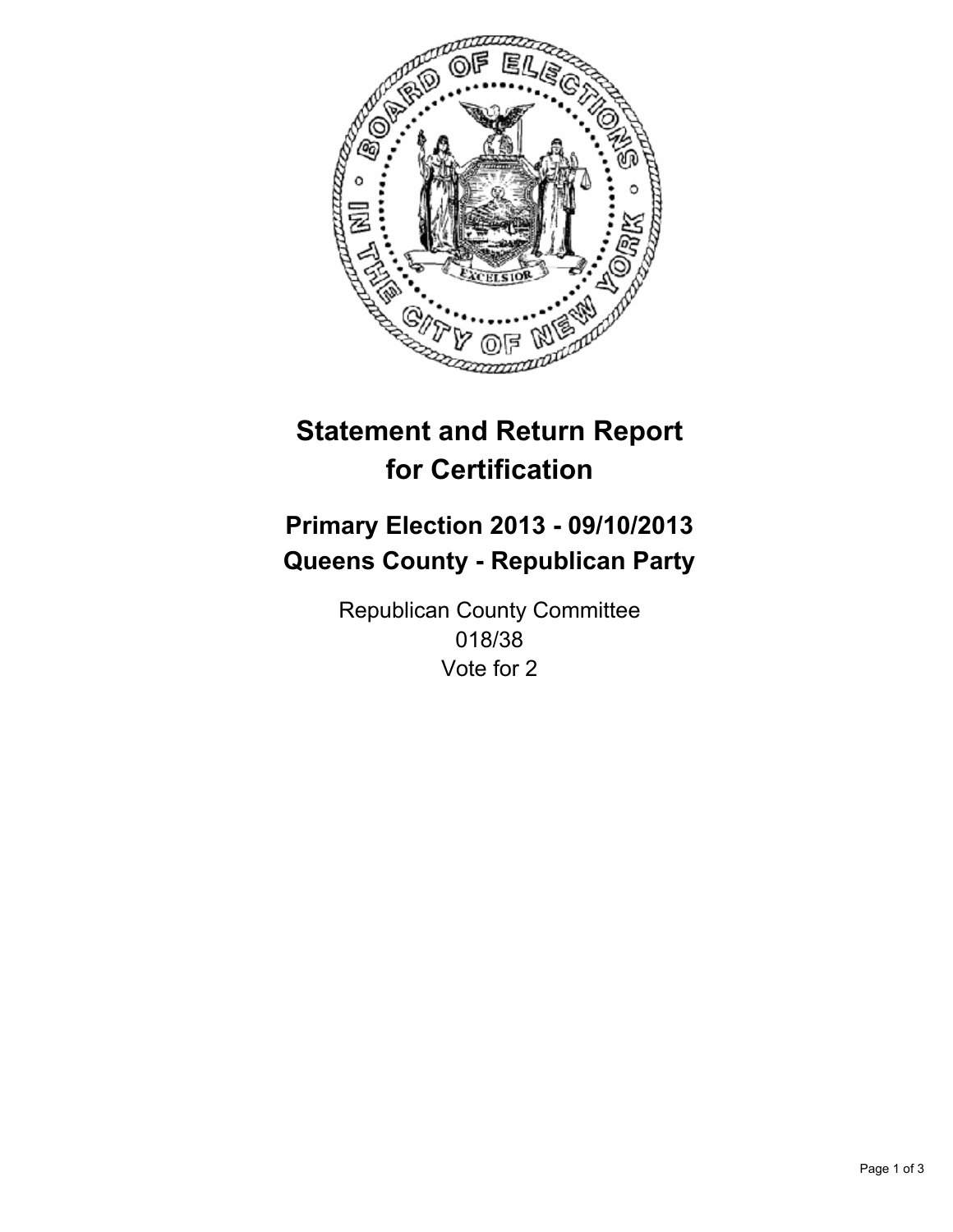# Statement and Return Report for Certification

## Primary Election 2013 - 09/10/2013
## Queens County - Republican Party

Republican County Committee
018/38
Vote for 2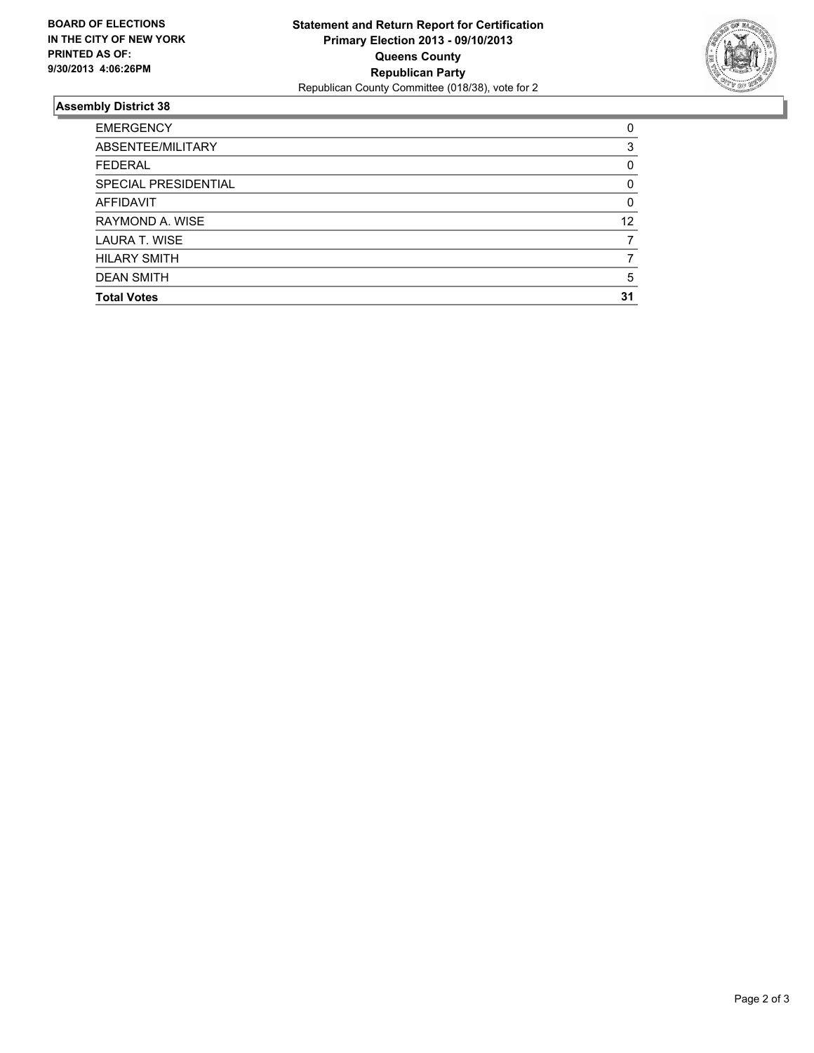**BOARD OF ELECTIONS IN THE CITY OF NEW YORK**
**PRINTED AS OF: 9/30/2013 4:06:26PM**

**Statement and Return Report for Certification**
**Primary Election 2013 - 09/10/2013**
**Queens County**
**Republican Party**
Republican County Committee (018/38), vote for 2

## Assembly District 38

| | |
|---|---|
| EMERGENCY | 0 |
| ABSENTEE/MILITARY | 3 |
| FEDERAL | 0 |
| SPECIAL PRESIDENTIAL | 0 |
| AFFIDAVIT | 0 |
| RAYMOND A. WISE | 12 |
| LAURA T. WISE | 7 |
| HILARY SMITH | 7 |
| DEAN SMITH | 5 |
| **Total Votes** | **31** |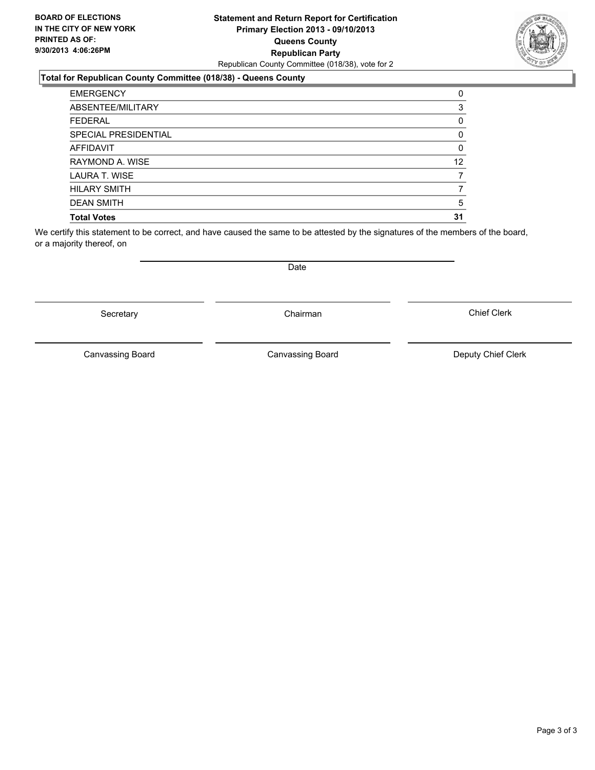**BOARD OF ELECTIONS IN THE CITY OF NEW YORK PRINTED AS OF: 9/30/2013 4:06:26PM**

**Statement and Return Report for Certification**
**Primary Election 2013 - 09/10/2013**
**Queens County**
**Republican Party**
Republican County Committee (018/38), vote for 2

**Total for Republican County Committee (018/38) - Queens County**

| | |
|---|---|
| EMERGENCY | 0 |
| ABSENTEE/MILITARY | 3 |
| FEDERAL | 0 |
| SPECIAL PRESIDENTIAL | 0 |
| AFFIDAVIT | 0 |
| RAYMOND A. WISE | 12 |
| LAURA T. WISE | 7 |
| HILARY SMITH | 7 |
| DEAN SMITH | 5 |
| **Total Votes** | **31** |

We certify this statement to be correct, and have caused the same to be attested by the signatures of the members of the board, or a majority thereof, on

Date

Secretary

Chairman

Chief Clerk

Canvassing Board

Canvassing Board

Deputy Chief Clerk